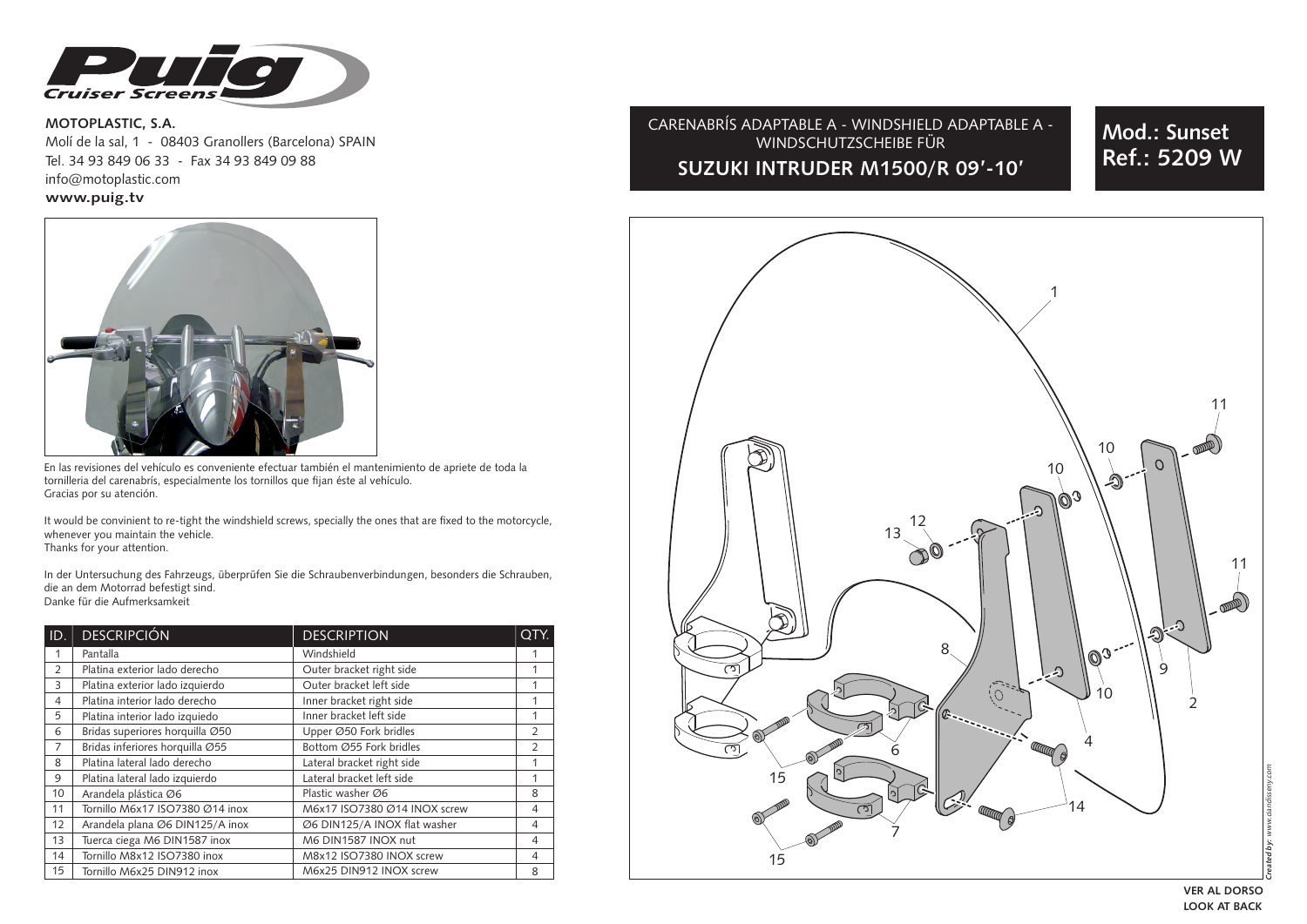**MOTOPLASTIC, S.A.**
Molí de la sal, 1 - 08403 Granollers (Barcelona) SPAIN
Tel. 34 93 849 06 33 - Fax 34 93 849 09 88
info@motoplastic.com
**www.puig.tv**

CARENABRÍS ADAPTABLE A - WINDSHIELD ADAPTABLE A - WINDSCHUTZSCHEIBE FÜR

## SUZUKI INTRUDER M1500/R 09'-10'

## Mod.: Sunset Ref.: 5209 W

En las revisiones del vehículo es conveniente efectuar también el mantenimiento de apriete de toda la tornillería del carenabrís, especialmente los tornillos que fijan éste al vehículo.
Gracias por su atención.

It would be convinient to re-tight the windshield screws, specially the ones that are fixed to the motorcycle, whenever you maintain the vehicle.
Thanks for your attention.

In der Untersuchung des Fahrzeugs, überprüfen Sie die Schraubenverbindungen, besonders die Schrauben, die an dem Motorrad befestigt sind.
Danke für die Aufmerksamkeit

| ID. | DESCRIPCIÓN | DESCRIPTION | QTY. |
|---|---|---|---|
| 1 | Pantalla | Windshield | 1 |
| 2 | Platina exterior lado derecho | Outer bracket right side | 1 |
| 3 | Platina exterior lado izquierdo | Outer bracket left side | 1 |
| 4 | Platina interior lado derecho | Inner bracket right side | 1 |
| 5 | Platina interior lado izquierdo | Inner bracket left side | 1 |
| 6 | Bridas superiores horquilla Ø50 | Upper Ø50 Fork bridles | 2 |
| 7 | Bridas inferiores horquilla Ø55 | Bottom Ø55 Fork bridles | 2 |
| 8 | Platina lateral lado derecho | Lateral bracket right side | 1 |
| 9 | Platina lateral lado izquierdo | Lateral bracket left side | 1 |
| 10 | Arandela plástica Ø6 | Plastic washer Ø6 | 8 |
| 11 | Tornillo M6x17 ISO7380 Ø14 inox | M6x17 ISO7380 Ø14 INOX screw | 4 |
| 12 | Arandela plana Ø6 DIN125/A inox | Ø6 DIN125/A INOX flat washer | 4 |
| 13 | Tuerca ciega M6 DIN1587 inox | M6 DIN1587 INOX nut | 4 |
| 14 | Tornillo M8x12 ISO7380 inox | M8x12 ISO7380 INOX screw | 4 |
| 15 | Tornillo M6x25 DIN912 inox | M6x25 DIN912 INOX screw | 8 |

VER AL DORSO
LOOK AT BACK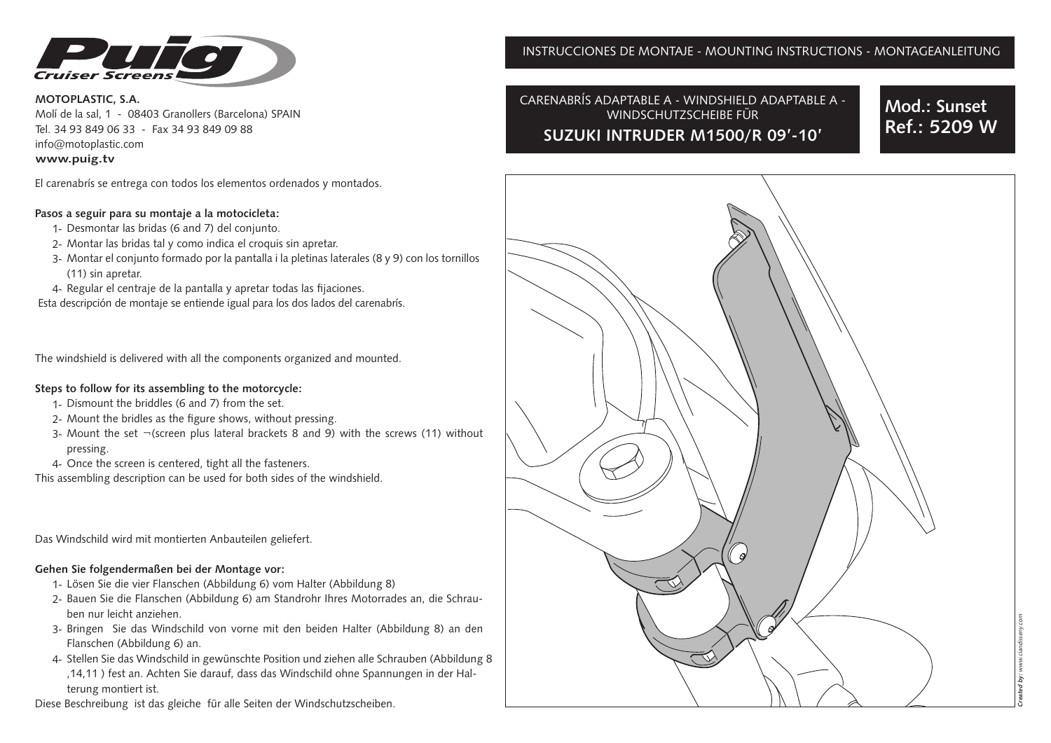**MOTOPLASTIC, S.A.**
Molí de la sal, 1 - 08403 Granollers (Barcelona) SPAIN
Tel. 34 93 849 06 33 - Fax 34 93 849 09 88
info@motoplastic.com
**www.puig.tv**

INSTRUCCIONES DE MONTAJE - MOUNTING INSTRUCTIONS - MONTAGEANLEITUNG

CARENABRÍS ADAPTABLE A - WINDSHIELD ADAPTABLE A - WINDSCHUTZSCHEIBE FÜR

## SUZUKI INTRUDER M1500/R 09'-10'

## Mod.: Sunset
## Ref.: 5209 W

El carenabrís se entrega con todos los elementos ordenados y montados.

**Pasos a seguir para su montaje a la motocicleta:**

1- Desmontar las bridas (6 and 7) del conjunto.
2- Montar las bridas tal y como indica el croquis sin apretar.
3- Montar el conjunto formado por la pantalla i la pletinas laterales (8 y 9) con los tornillos (11) sin apretar.
4- Regular el centraje de la pantalla y apretar todas las fijaciones.

Esta descripción de montaje se entiende igual para los dos lados del carenabrís.

The windshield is delivered with all the components organized and mounted.

**Steps to follow for its assembling to the motorcycle:**

1- Dismount the briddles (6 and 7) from the set.
2- Mount the bridles as the figure shows, without pressing.
3- Mount the set ¬(screen plus lateral brackets 8 and 9) with the screws (11) without pressing.
4- Once the screen is centered, tight all the fasteners.

This assembling description can be used for both sides of the windshield.

Das Windschild wird mit montierten Anbauteilen geliefert.

**Gehen Sie folgendermaßen bei der Montage vor:**

1- Lösen Sie die vier Flanschen (Abbildung 6) vom Halter (Abbildung 8)
2- Bauen Sie die Flanschen (Abbildung 6) am Standrohr Ihres Motorrades an, die Schrauben nur leicht anziehen.
3- Bringen Sie das Windschild von vorne mit den beiden Halter (Abbildung 8) an den Flanschen (Abbildung 6) an.
4- Stellen Sie das Windschild in gewünschte Position und ziehen alle Schrauben (Abbildung 8 ,14,11 ) fest an. Achten Sie darauf, dass das Windschild ohne Spannungen in der Halterung montiert ist.

Diese Beschreibung ist das gleiche für alle Seiten der Windschutzscheiben.

*Created by: www.ciandisseny.com*